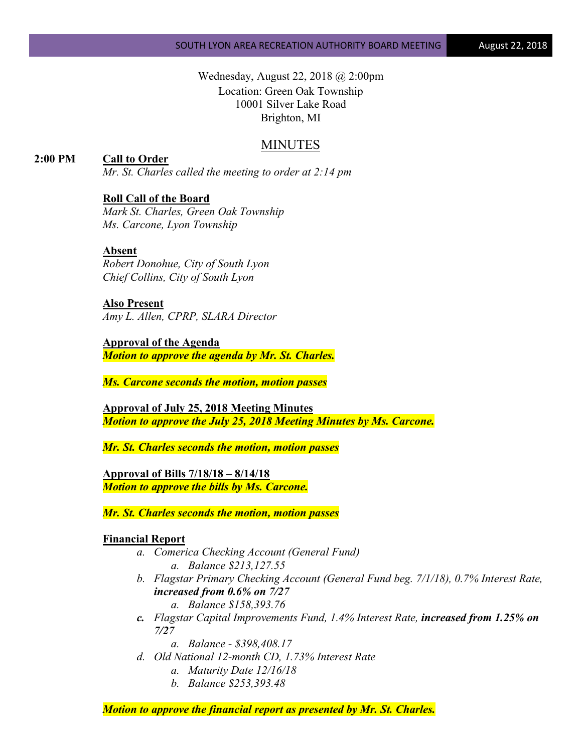SOUTH LYON AREA RECREATION AUTHORITY BOARD MEETING — August 22, 2018

Wednesday, August 22, 2018 @ 2:00pm
Location: Green Oak Township
10001 Silver Lake Road
Brighton, MI

# MINUTES

**2:00 PM** **Call to Order**

*Mr. St. Charles called the meeting to order at 2:14 pm*

**Roll Call of the Board**

*Mark St. Charles, Green Oak Township*
*Ms. Carcone, Lyon Township*

**Absent**

*Robert Donohue, City of South Lyon*
*Chief Collins, City of South Lyon*

**Also Present**

*Amy L. Allen, CPRP, SLARA Director*

**Approval of the Agenda**

***Motion to approve the agenda by Mr. St. Charles.***

***Ms. Carcone seconds the motion, motion passes***

**Approval of July 25, 2018 Meeting Minutes**

***Motion to approve the July 25, 2018 Meeting Minutes by Ms. Carcone.***

***Mr. St. Charles seconds the motion, motion passes***

**Approval of Bills 7/18/18 – 8/14/18**

***Motion to approve the bills by Ms. Carcone.***

***Mr. St. Charles seconds the motion, motion passes***

**Financial Report**

a. *Comerica Checking Account (General Fund)*
   a. *Balance $213,127.55*
b. *Flagstar Primary Checking Account (General Fund beg. 7/1/18), 0.7% Interest Rate,* ***increased from 0.6% on 7/27***
   a. *Balance $158,393.76*
c. *Flagstar Capital Improvements Fund, 1.4% Interest Rate,* ***increased from 1.25% on 7/27***
   a. *Balance - $398,408.17*
d. *Old National 12-month CD, 1.73% Interest Rate*
   a. *Maturity Date 12/16/18*
   b. *Balance $253,393.48*

***Motion to approve the financial report as presented by Mr. St. Charles.***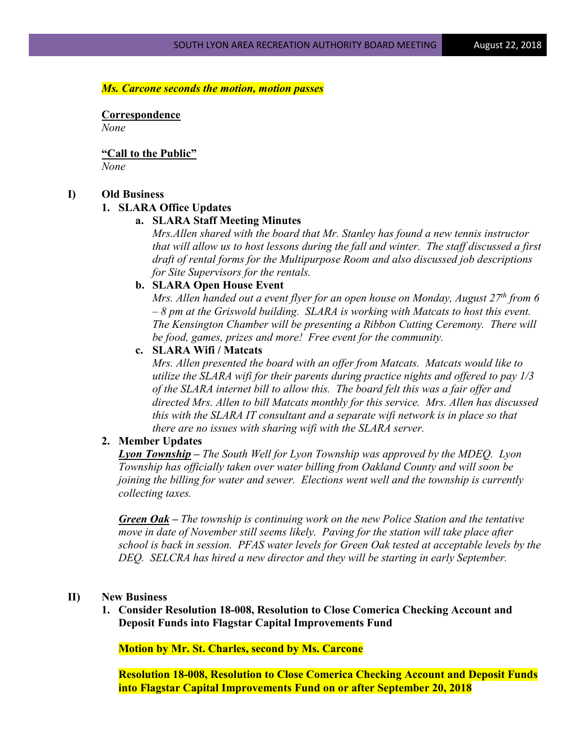***Ms. Carcone seconds the motion, motion passes***

**Correspondence**

*None*

**"Call to the Public"**

*None*

**I) Old Business**

**1. SLARA Office Updates**

**a. SLARA Staff Meeting Minutes**

*Mrs.Allen shared with the board that Mr. Stanley has found a new tennis instructor that will allow us to host lessons during the fall and winter. The staff discussed a first draft of rental forms for the Multipurpose Room and also discussed job descriptions for Site Supervisors for the rentals.*

**b. SLARA Open House Event**

*Mrs. Allen handed out a event flyer for an open house on Monday, August 27th from 6 – 8 pm at the Griswold building. SLARA is working with Matcats to host this event. The Kensington Chamber will be presenting a Ribbon Cutting Ceremony. There will be food, games, prizes and more! Free event for the community.*

**c. SLARA Wifi / Matcats**

*Mrs. Allen presented the board with an offer from Matcats. Matcats would like to utilize the SLARA wifi for their parents during practice nights and offered to pay 1/3 of the SLARA internet bill to allow this. The board felt this was a fair offer and directed Mrs. Allen to bill Matcats monthly for this service. Mrs. Allen has discussed this with the SLARA IT consultant and a separate wifi network is in place so that there are no issues with sharing wifi with the SLARA server.*

**2. Member Updates**

***Lyon Township*** *– The South Well for Lyon Township was approved by the MDEQ. Lyon Township has officially taken over water billing from Oakland County and will soon be joining the billing for water and sewer. Elections went well and the township is currently collecting taxes.*

***Green Oak*** *– The township is continuing work on the new Police Station and the tentative move in date of November still seems likely. Paving for the station will take place after school is back in session. PFAS water levels for Green Oak tested at acceptable levels by the DEQ. SELCRA has hired a new director and they will be starting in early September.*

**II) New Business**

**1. Consider Resolution 18-008, Resolution to Close Comerica Checking Account and Deposit Funds into Flagstar Capital Improvements Fund**

**Motion by Mr. St. Charles, second by Ms. Carcone**

**Resolution 18-008, Resolution to Close Comerica Checking Account and Deposit Funds into Flagstar Capital Improvements Fund on or after September 20, 2018**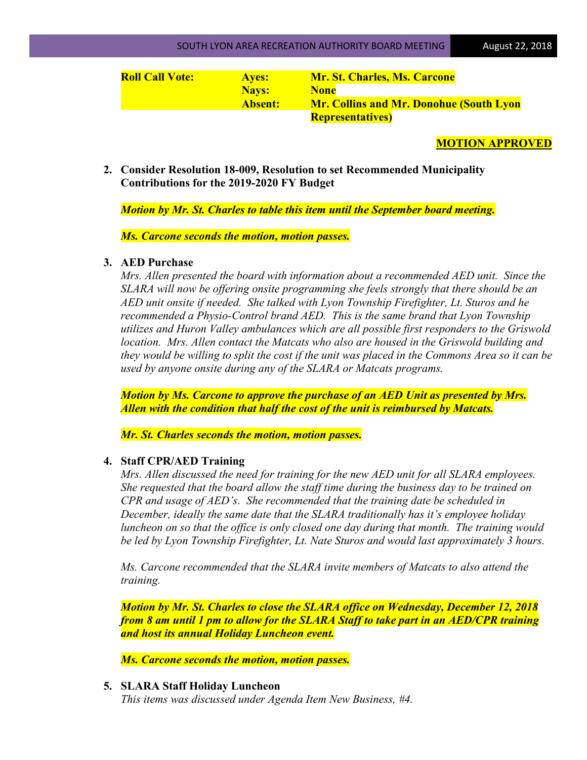| **Roll Call Vote:** | **Ayes:** | **Mr. St. Charles, Ms. Carcone** |
| --- | --- | --- |
| | **Nays:** | **None** |
| | **Absent:** | **Mr. Collins and Mr. Donohue (South Lyon Representatives)** |

**MOTION APPROVED**

2. **Consider Resolution 18-009, Resolution to set Recommended Municipality Contributions for the 2019-2020 FY Budget**

   ***Motion by Mr. St. Charles to table this item until the September board meeting.***

   ***Ms. Carcone seconds the motion, motion passes.***

3. **AED Purchase**
   *Mrs. Allen presented the board with information about a recommended AED unit. Since the SLARA will now be offering onsite programming she feels strongly that there should be an AED unit onsite if needed. She talked with Lyon Township Firefighter, Lt. Sturos and he recommended a Physio-Control brand AED. This is the same brand that Lyon Township utilizes and Huron Valley ambulances which are all possible first responders to the Griswold location. Mrs. Allen contact the Matcats who also are housed in the Griswold building and they would be willing to split the cost if the unit was placed in the Commons Area so it can be used by anyone onsite during any of the SLARA or Matcats programs.*

   ***Motion by Ms. Carcone to approve the purchase of an AED Unit as presented by Mrs. Allen with the condition that half the cost of the unit is reimbursed by Matcats.***

   ***Mr. St. Charles seconds the motion, motion passes.***

4. **Staff CPR/AED Training**
   *Mrs. Allen discussed the need for training for the new AED unit for all SLARA employees. She requested that the board allow the staff time during the business day to be trained on CPR and usage of AED's. She recommended that the training date be scheduled in December, ideally the same date that the SLARA traditionally has it's employee holiday luncheon on so that the office is only closed one day during that month. The training would be led by Lyon Township Firefighter, Lt. Nate Sturos and would last approximately 3 hours.*

   *Ms. Carcone recommended that the SLARA invite members of Matcats to also attend the training.*

   ***Motion by Mr. St. Charles to close the SLARA office on Wednesday, December 12, 2018 from 8 am until 1 pm to allow for the SLARA Staff to take part in an AED/CPR training and host its annual Holiday Luncheon event.***

   ***Ms. Carcone seconds the motion, motion passes.***

5. **SLARA Staff Holiday Luncheon**
   *This items was discussed under Agenda Item New Business, #4.*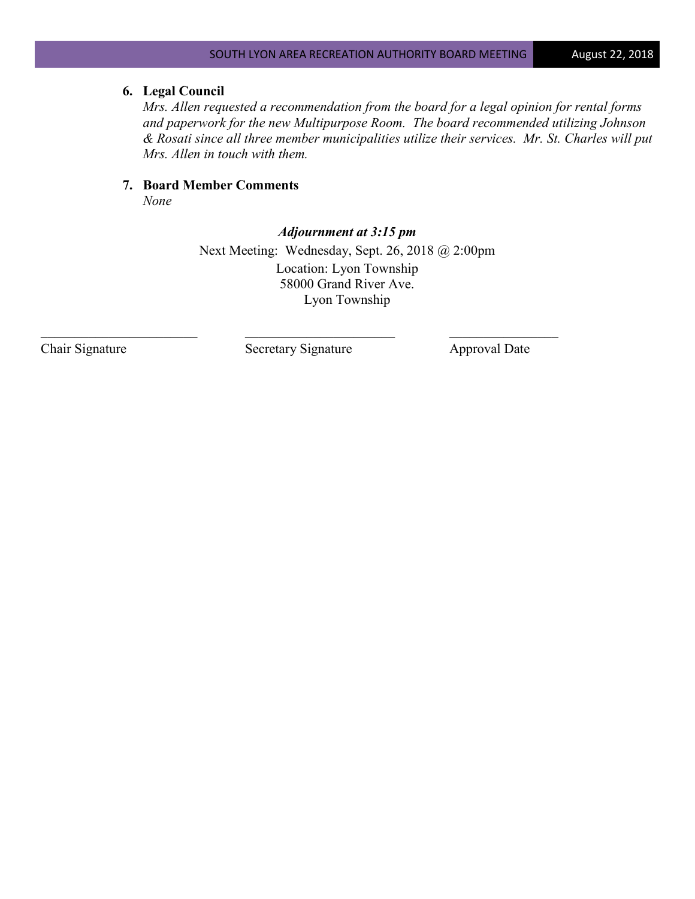6. **Legal Council**
   *Mrs. Allen requested a recommendation from the board for a legal opinion for rental forms and paperwork for the new Multipurpose Room. The board recommended utilizing Johnson & Rosati since all three member municipalities utilize their services. Mr. St. Charles will put Mrs. Allen in touch with them.*

7. **Board Member Comments**
   *None*

***Adjournment at 3:15 pm***

Next Meeting: Wednesday, Sept. 26, 2018 @ 2:00pm
Location: Lyon Township
58000 Grand River Ave.
Lyon Township

________________________ ________________________ ________________

Chair Signature Secretary Signature Approval Date